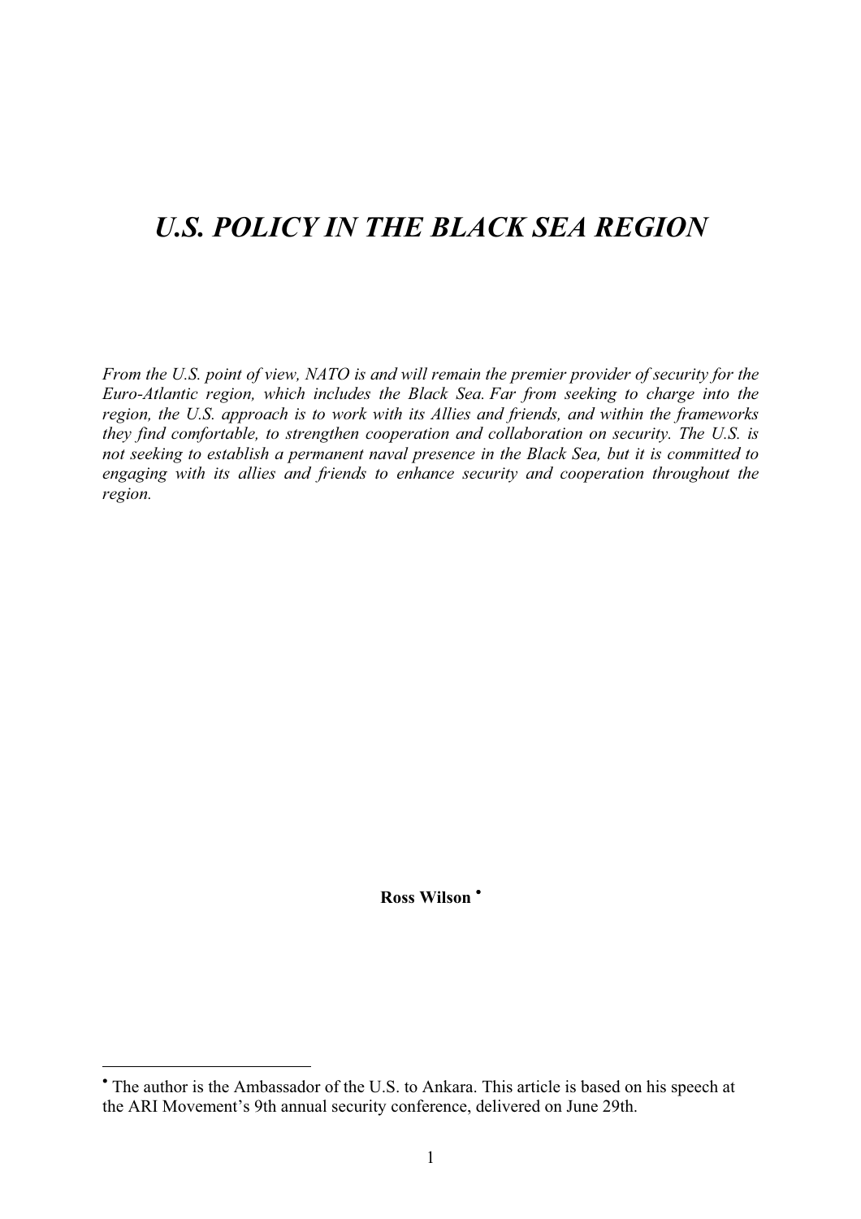# *U.S. POLICY IN THE BLACK SEA REGION*

*From the U.S. point of view, NATO is and will remain the premier provider of security for the Euro-Atlantic region, which includes the Black Sea. Far from seeking to charge into the region, the U.S. approach is to work with its Allies and friends, and within the frameworks they find comfortable, to strengthen cooperation and collaboration on security. The U.S. is not seeking to establish a permanent naval presence in the Black Sea, but it is committed to engaging with its allies and friends to enhance security and cooperation throughout the region.*

**Ross Wilson** [•]

---

[•] The author is the Ambassador of the U.S. to Ankara. This article is based on his speech at the ARI Movement's 9th annual security conference, delivered on June 29th.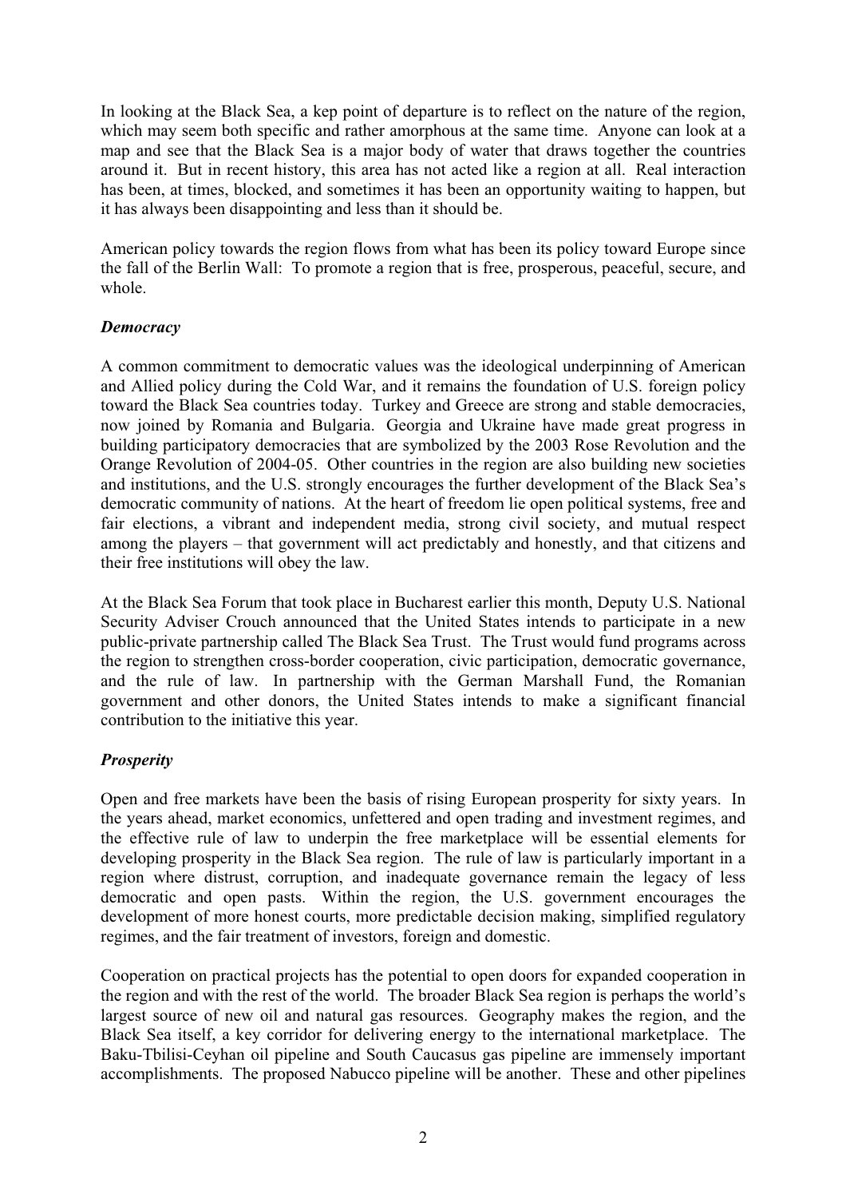In looking at the Black Sea, a kep point of departure is to reflect on the nature of the region, which may seem both specific and rather amorphous at the same time. Anyone can look at a map and see that the Black Sea is a major body of water that draws together the countries around it. But in recent history, this area has not acted like a region at all. Real interaction has been, at times, blocked, and sometimes it has been an opportunity waiting to happen, but it has always been disappointing and less than it should be.

American policy towards the region flows from what has been its policy toward Europe since the fall of the Berlin Wall: To promote a region that is free, prosperous, peaceful, secure, and whole.

### *Democracy*

A common commitment to democratic values was the ideological underpinning of American and Allied policy during the Cold War, and it remains the foundation of U.S. foreign policy toward the Black Sea countries today. Turkey and Greece are strong and stable democracies, now joined by Romania and Bulgaria. Georgia and Ukraine have made great progress in building participatory democracies that are symbolized by the 2003 Rose Revolution and the Orange Revolution of 2004-05. Other countries in the region are also building new societies and institutions, and the U.S. strongly encourages the further development of the Black Sea's democratic community of nations. At the heart of freedom lie open political systems, free and fair elections, a vibrant and independent media, strong civil society, and mutual respect among the players – that government will act predictably and honestly, and that citizens and their free institutions will obey the law.

At the Black Sea Forum that took place in Bucharest earlier this month, Deputy U.S. National Security Adviser Crouch announced that the United States intends to participate in a new public-private partnership called The Black Sea Trust. The Trust would fund programs across the region to strengthen cross-border cooperation, civic participation, democratic governance, and the rule of law. In partnership with the German Marshall Fund, the Romanian government and other donors, the United States intends to make a significant financial contribution to the initiative this year.

### *Prosperity*

Open and free markets have been the basis of rising European prosperity for sixty years. In the years ahead, market economics, unfettered and open trading and investment regimes, and the effective rule of law to underpin the free marketplace will be essential elements for developing prosperity in the Black Sea region. The rule of law is particularly important in a region where distrust, corruption, and inadequate governance remain the legacy of less democratic and open pasts. Within the region, the U.S. government encourages the development of more honest courts, more predictable decision making, simplified regulatory regimes, and the fair treatment of investors, foreign and domestic.

Cooperation on practical projects has the potential to open doors for expanded cooperation in the region and with the rest of the world. The broader Black Sea region is perhaps the world's largest source of new oil and natural gas resources. Geography makes the region, and the Black Sea itself, a key corridor for delivering energy to the international marketplace. The Baku-Tbilisi-Ceyhan oil pipeline and South Caucasus gas pipeline are immensely important accomplishments. The proposed Nabucco pipeline will be another. These and other pipelines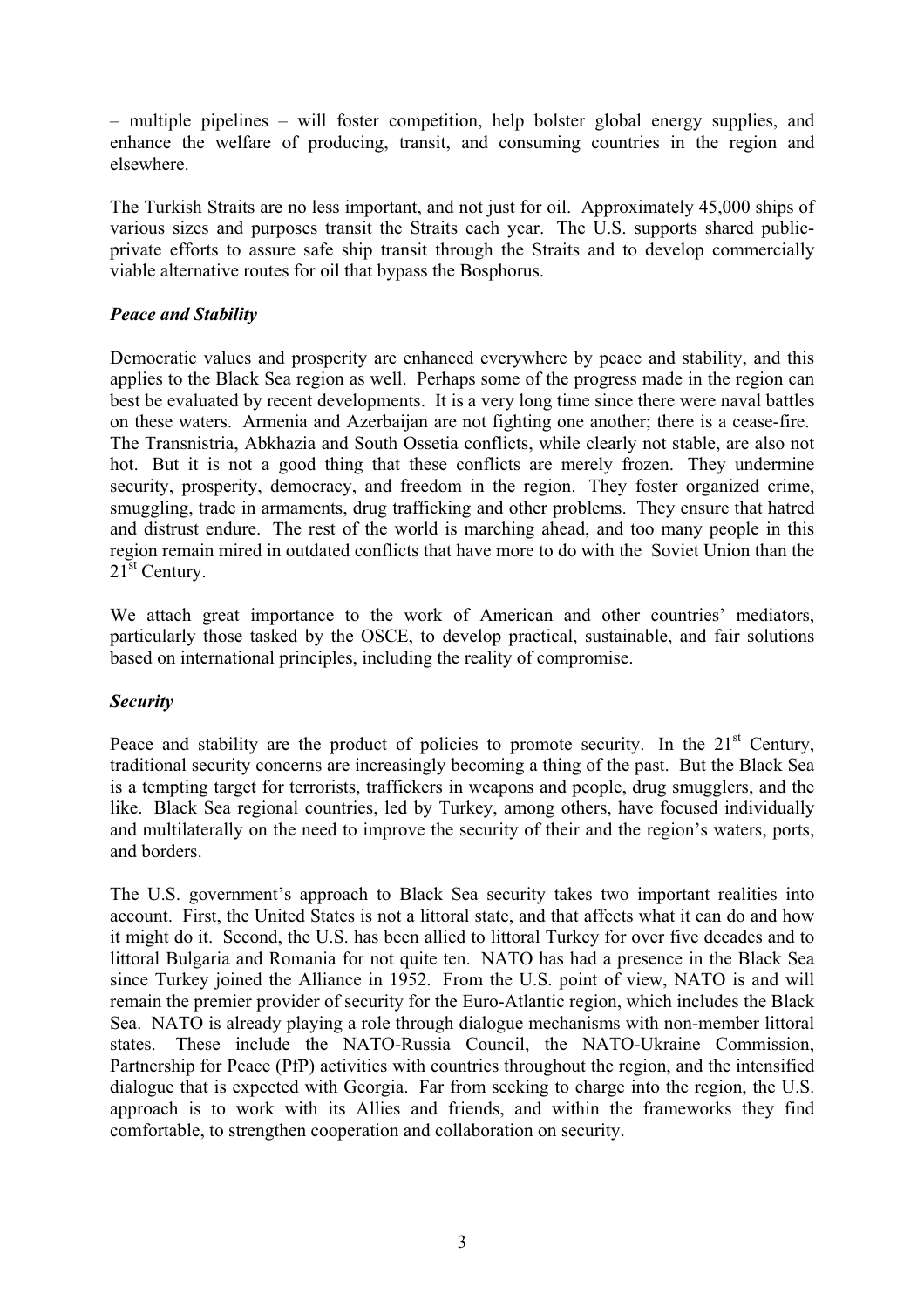– multiple pipelines – will foster competition, help bolster global energy supplies, and enhance the welfare of producing, transit, and consuming countries in the region and elsewhere.

The Turkish Straits are no less important, and not just for oil. Approximately 45,000 ships of various sizes and purposes transit the Straits each year. The U.S. supports shared public-private efforts to assure safe ship transit through the Straits and to develop commercially viable alternative routes for oil that bypass the Bosphorus.

***Peace and Stability***

Democratic values and prosperity are enhanced everywhere by peace and stability, and this applies to the Black Sea region as well. Perhaps some of the progress made in the region can best be evaluated by recent developments. It is a very long time since there were naval battles on these waters. Armenia and Azerbaijan are not fighting one another; there is a cease-fire. The Transnistria, Abkhazia and South Ossetia conflicts, while clearly not stable, are also not hot. But it is not a good thing that these conflicts are merely frozen. They undermine security, prosperity, democracy, and freedom in the region. They foster organized crime, smuggling, trade in armaments, drug trafficking and other problems. They ensure that hatred and distrust endure. The rest of the world is marching ahead, and too many people in this region remain mired in outdated conflicts that have more to do with the Soviet Union than the 21st Century.

We attach great importance to the work of American and other countries' mediators, particularly those tasked by the OSCE, to develop practical, sustainable, and fair solutions based on international principles, including the reality of compromise.

***Security***

Peace and stability are the product of policies to promote security. In the 21st Century, traditional security concerns are increasingly becoming a thing of the past. But the Black Sea is a tempting target for terrorists, traffickers in weapons and people, drug smugglers, and the like. Black Sea regional countries, led by Turkey, among others, have focused individually and multilaterally on the need to improve the security of their and the region's waters, ports, and borders.

The U.S. government's approach to Black Sea security takes two important realities into account. First, the United States is not a littoral state, and that affects what it can do and how it might do it. Second, the U.S. has been allied to littoral Turkey for over five decades and to littoral Bulgaria and Romania for not quite ten. NATO has had a presence in the Black Sea since Turkey joined the Alliance in 1952. From the U.S. point of view, NATO is and will remain the premier provider of security for the Euro-Atlantic region, which includes the Black Sea. NATO is already playing a role through dialogue mechanisms with non-member littoral states. These include the NATO-Russia Council, the NATO-Ukraine Commission, Partnership for Peace (PfP) activities with countries throughout the region, and the intensified dialogue that is expected with Georgia. Far from seeking to charge into the region, the U.S. approach is to work with its Allies and friends, and within the frameworks they find comfortable, to strengthen cooperation and collaboration on security.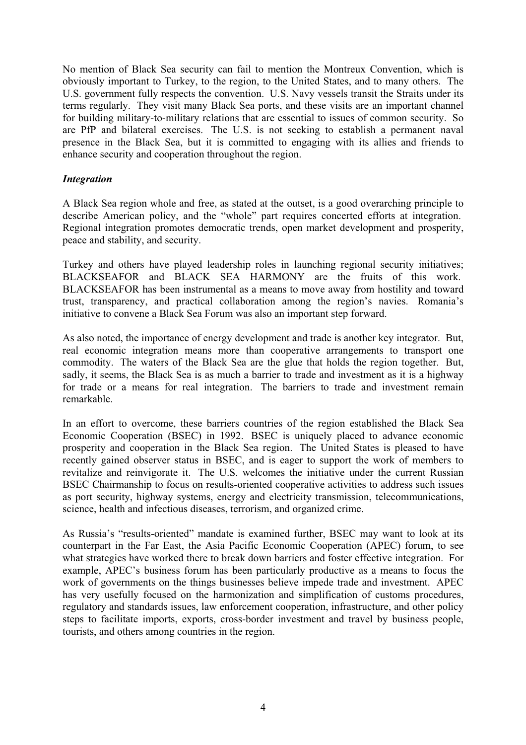No mention of Black Sea security can fail to mention the Montreux Convention, which is obviously important to Turkey, to the region, to the United States, and to many others. The U.S. government fully respects the convention. U.S. Navy vessels transit the Straits under its terms regularly. They visit many Black Sea ports, and these visits are an important channel for building military-to-military relations that are essential to issues of common security. So are PfP and bilateral exercises. The U.S. is not seeking to establish a permanent naval presence in the Black Sea, but it is committed to engaging with its allies and friends to enhance security and cooperation throughout the region.

### *Integration*

A Black Sea region whole and free, as stated at the outset, is a good overarching principle to describe American policy, and the "whole" part requires concerted efforts at integration. Regional integration promotes democratic trends, open market development and prosperity, peace and stability, and security.

Turkey and others have played leadership roles in launching regional security initiatives; BLACKSEAFOR and BLACK SEA HARMONY are the fruits of this work. BLACKSEAFOR has been instrumental as a means to move away from hostility and toward trust, transparency, and practical collaboration among the region's navies. Romania's initiative to convene a Black Sea Forum was also an important step forward.

As also noted, the importance of energy development and trade is another key integrator. But, real economic integration means more than cooperative arrangements to transport one commodity. The waters of the Black Sea are the glue that holds the region together. But, sadly, it seems, the Black Sea is as much a barrier to trade and investment as it is a highway for trade or a means for real integration. The barriers to trade and investment remain remarkable.

In an effort to overcome, these barriers countries of the region established the Black Sea Economic Cooperation (BSEC) in 1992. BSEC is uniquely placed to advance economic prosperity and cooperation in the Black Sea region. The United States is pleased to have recently gained observer status in BSEC, and is eager to support the work of members to revitalize and reinvigorate it. The U.S. welcomes the initiative under the current Russian BSEC Chairmanship to focus on results-oriented cooperative activities to address such issues as port security, highway systems, energy and electricity transmission, telecommunications, science, health and infectious diseases, terrorism, and organized crime.

As Russia's "results-oriented" mandate is examined further, BSEC may want to look at its counterpart in the Far East, the Asia Pacific Economic Cooperation (APEC) forum, to see what strategies have worked there to break down barriers and foster effective integration. For example, APEC's business forum has been particularly productive as a means to focus the work of governments on the things businesses believe impede trade and investment. APEC has very usefully focused on the harmonization and simplification of customs procedures, regulatory and standards issues, law enforcement cooperation, infrastructure, and other policy steps to facilitate imports, exports, cross-border investment and travel by business people, tourists, and others among countries in the region.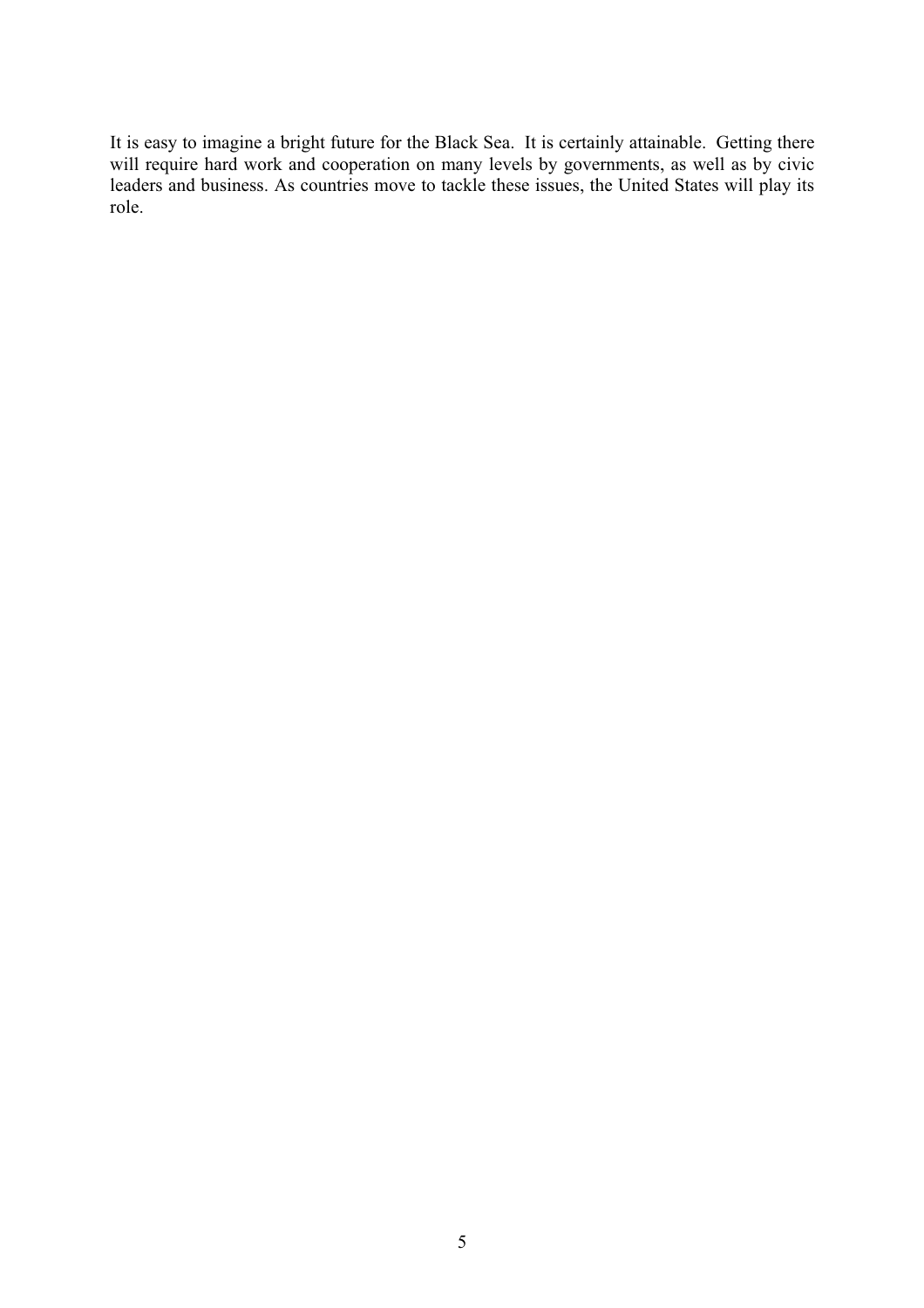It is easy to imagine a bright future for the Black Sea. It is certainly attainable. Getting there will require hard work and cooperation on many levels by governments, as well as by civic leaders and business. As countries move to tackle these issues, the United States will play its role.